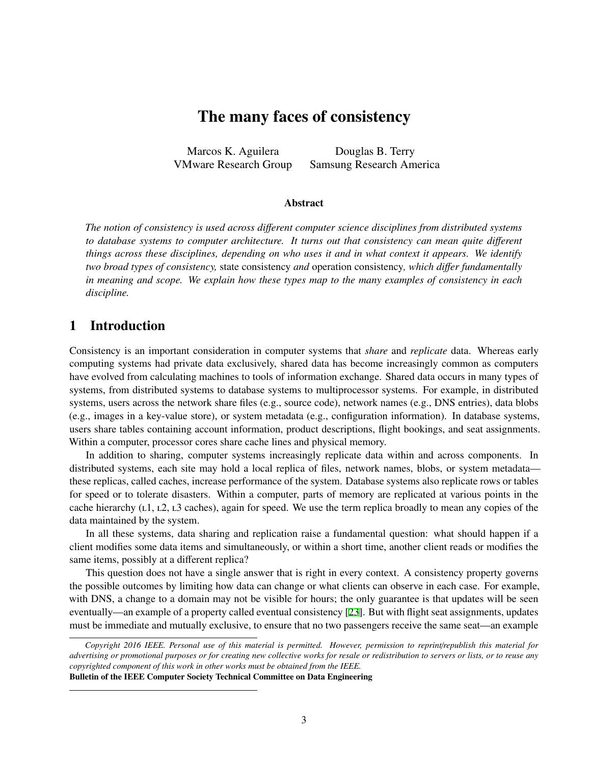# The many faces of consistency

Marcos K. Aguilera
VMware Research Group

Douglas B. Terry
Samsung Research America

## Abstract

*The notion of consistency is used across different computer science disciplines from distributed systems to database systems to computer architecture. It turns out that consistency can mean quite different things across these disciplines, depending on who uses it and in what context it appears. We identify two broad types of consistency,* state consistency *and* operation consistency*, which differ fundamentally in meaning and scope. We explain how these types map to the many examples of consistency in each discipline.*

## 1 Introduction

Consistency is an important consideration in computer systems that *share* and *replicate* data. Whereas early computing systems had private data exclusively, shared data has become increasingly common as computers have evolved from calculating machines to tools of information exchange. Shared data occurs in many types of systems, from distributed systems to database systems to multiprocessor systems. For example, in distributed systems, users across the network share files (e.g., source code), network names (e.g., DNS entries), data blobs (e.g., images in a key-value store), or system metadata (e.g., configuration information). In database systems, users share tables containing account information, product descriptions, flight bookings, and seat assignments. Within a computer, processor cores share cache lines and physical memory.

In addition to sharing, computer systems increasingly replicate data within and across components. In distributed systems, each site may hold a local replica of files, network names, blobs, or system metadata—these replicas, called caches, increase performance of the system. Database systems also replicate rows or tables for speed or to tolerate disasters. Within a computer, parts of memory are replicated at various points in the cache hierarchy (L1, L2, L3 caches), again for speed. We use the term replica broadly to mean any copies of the data maintained by the system.

In all these systems, data sharing and replication raise a fundamental question: what should happen if a client modifies some data items and simultaneously, or within a short time, another client reads or modifies the same items, possibly at a different replica?

This question does not have a single answer that is right in every context. A consistency property governs the possible outcomes by limiting how data can change or what clients can observe in each case. For example, with DNS, a change to a domain may not be visible for hours; the only guarantee is that updates will be seen eventually—an example of a property called eventual consistency [23]. But with flight seat assignments, updates must be immediate and mutually exclusive, to ensure that no two passengers receive the same seat—an example

*Copyright 2016 IEEE. Personal use of this material is permitted. However, permission to reprint/republish this material for advertising or promotional purposes or for creating new collective works for resale or redistribution to servers or lists, or to reuse any copyrighted component of this work in other works must be obtained from the IEEE.*
**Bulletin of the IEEE Computer Society Technical Committee on Data Engineering**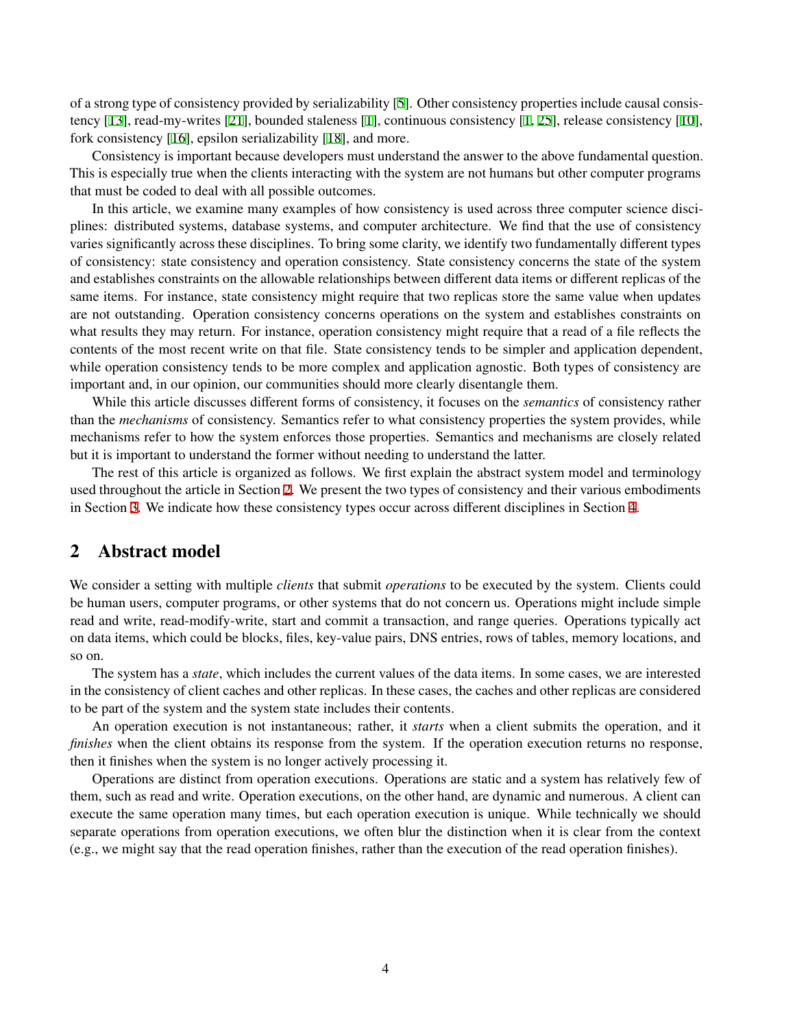of a strong type of consistency provided by serializability [5]. Other consistency properties include causal consistency [13], read-my-writes [21], bounded staleness [1], continuous consistency [1, 25], release consistency [10], fork consistency [16], epsilon serializability [18], and more.

Consistency is important because developers must understand the answer to the above fundamental question. This is especially true when the clients interacting with the system are not humans but other computer programs that must be coded to deal with all possible outcomes.

In this article, we examine many examples of how consistency is used across three computer science disciplines: distributed systems, database systems, and computer architecture. We find that the use of consistency varies significantly across these disciplines. To bring some clarity, we identify two fundamentally different types of consistency: state consistency and operation consistency. State consistency concerns the state of the system and establishes constraints on the allowable relationships between different data items or different replicas of the same items. For instance, state consistency might require that two replicas store the same value when updates are not outstanding. Operation consistency concerns operations on the system and establishes constraints on what results they may return. For instance, operation consistency might require that a read of a file reflects the contents of the most recent write on that file. State consistency tends to be simpler and application dependent, while operation consistency tends to be more complex and application agnostic. Both types of consistency are important and, in our opinion, our communities should more clearly disentangle them.

While this article discusses different forms of consistency, it focuses on the *semantics* of consistency rather than the *mechanisms* of consistency. Semantics refer to what consistency properties the system provides, while mechanisms refer to how the system enforces those properties. Semantics and mechanisms are closely related but it is important to understand the former without needing to understand the latter.

The rest of this article is organized as follows. We first explain the abstract system model and terminology used throughout the article in Section 2. We present the two types of consistency and their various embodiments in Section 3. We indicate how these consistency types occur across different disciplines in Section 4.

## 2 Abstract model

We consider a setting with multiple *clients* that submit *operations* to be executed by the system. Clients could be human users, computer programs, or other systems that do not concern us. Operations might include simple read and write, read-modify-write, start and commit a transaction, and range queries. Operations typically act on data items, which could be blocks, files, key-value pairs, DNS entries, rows of tables, memory locations, and so on.

The system has a *state*, which includes the current values of the data items. In some cases, we are interested in the consistency of client caches and other replicas. In these cases, the caches and other replicas are considered to be part of the system and the system state includes their contents.

An operation execution is not instantaneous; rather, it *starts* when a client submits the operation, and it *finishes* when the client obtains its response from the system. If the operation execution returns no response, then it finishes when the system is no longer actively processing it.

Operations are distinct from operation executions. Operations are static and a system has relatively few of them, such as read and write. Operation executions, on the other hand, are dynamic and numerous. A client can execute the same operation many times, but each operation execution is unique. While technically we should separate operations from operation executions, we often blur the distinction when it is clear from the context (e.g., we might say that the read operation finishes, rather than the execution of the read operation finishes).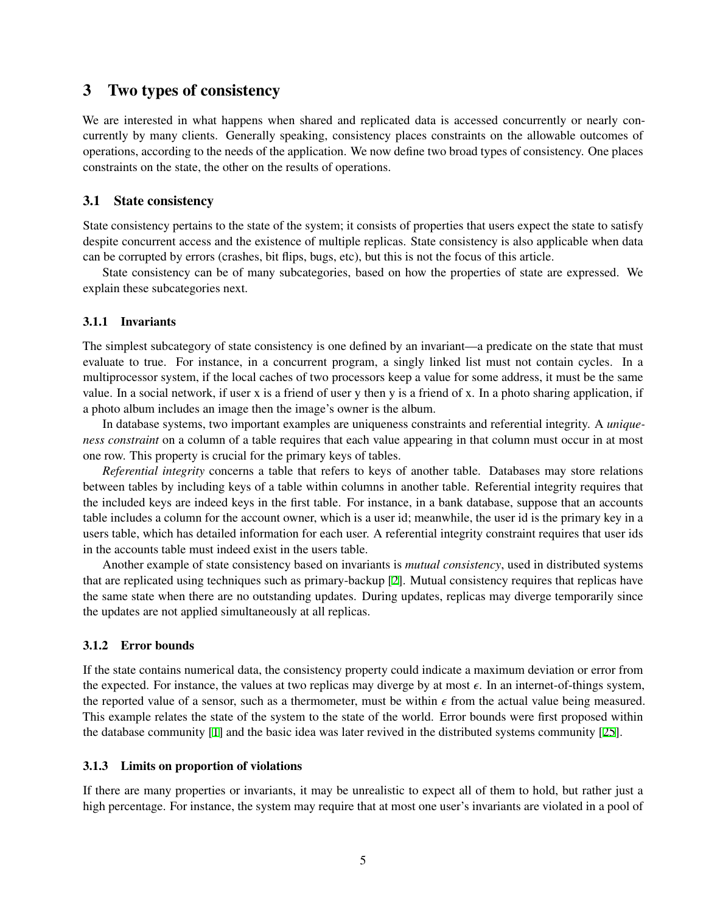## 3 Two types of consistency

We are interested in what happens when shared and replicated data is accessed concurrently or nearly concurrently by many clients. Generally speaking, consistency places constraints on the allowable outcomes of operations, according to the needs of the application. We now define two broad types of consistency. One places constraints on the state, the other on the results of operations.

### 3.1 State consistency

State consistency pertains to the state of the system; it consists of properties that users expect the state to satisfy despite concurrent access and the existence of multiple replicas. State consistency is also applicable when data can be corrupted by errors (crashes, bit flips, bugs, etc), but this is not the focus of this article.

State consistency can be of many subcategories, based on how the properties of state are expressed. We explain these subcategories next.

#### 3.1.1 Invariants

The simplest subcategory of state consistency is one defined by an invariant—a predicate on the state that must evaluate to true. For instance, in a concurrent program, a singly linked list must not contain cycles. In a multiprocessor system, if the local caches of two processors keep a value for some address, it must be the same value. In a social network, if user x is a friend of user y then y is a friend of x. In a photo sharing application, if a photo album includes an image then the image's owner is the album.

In database systems, two important examples are uniqueness constraints and referential integrity. A *uniqueness constraint* on a column of a table requires that each value appearing in that column must occur in at most one row. This property is crucial for the primary keys of tables.

*Referential integrity* concerns a table that refers to keys of another table. Databases may store relations between tables by including keys of a table within columns in another table. Referential integrity requires that the included keys are indeed keys in the first table. For instance, in a bank database, suppose that an accounts table includes a column for the account owner, which is a user id; meanwhile, the user id is the primary key in a users table, which has detailed information for each user. A referential integrity constraint requires that user ids in the accounts table must indeed exist in the users table.

Another example of state consistency based on invariants is *mutual consistency*, used in distributed systems that are replicated using techniques such as primary-backup [2]. Mutual consistency requires that replicas have the same state when there are no outstanding updates. During updates, replicas may diverge temporarily since the updates are not applied simultaneously at all replicas.

#### 3.1.2 Error bounds

If the state contains numerical data, the consistency property could indicate a maximum deviation or error from the expected. For instance, the values at two replicas may diverge by at most $\epsilon$. In an internet-of-things system, the reported value of a sensor, such as a thermometer, must be within $\epsilon$ from the actual value being measured. This example relates the state of the system to the state of the world. Error bounds were first proposed within the database community [1] and the basic idea was later revived in the distributed systems community [25].

#### 3.1.3 Limits on proportion of violations

If there are many properties or invariants, it may be unrealistic to expect all of them to hold, but rather just a high percentage. For instance, the system may require that at most one user's invariants are violated in a pool of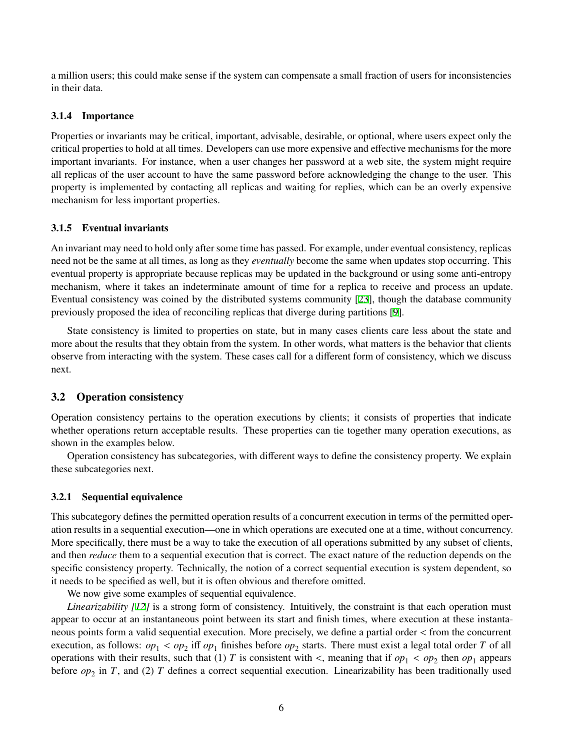a million users; this could make sense if the system can compensate a small fraction of users for inconsistencies in their data.

#### 3.1.4 Importance

Properties or invariants may be critical, important, advisable, desirable, or optional, where users expect only the critical properties to hold at all times. Developers can use more expensive and effective mechanisms for the more important invariants. For instance, when a user changes her password at a web site, the system might require all replicas of the user account to have the same password before acknowledging the change to the user. This property is implemented by contacting all replicas and waiting for replies, which can be an overly expensive mechanism for less important properties.

#### 3.1.5 Eventual invariants

An invariant may need to hold only after some time has passed. For example, under eventual consistency, replicas need not be the same at all times, as long as they *eventually* become the same when updates stop occurring. This eventual property is appropriate because replicas may be updated in the background or using some anti-entropy mechanism, where it takes an indeterminate amount of time for a replica to receive and process an update. Eventual consistency was coined by the distributed systems community [23], though the database community previously proposed the idea of reconciling replicas that diverge during partitions [9].

State consistency is limited to properties on state, but in many cases clients care less about the state and more about the results that they obtain from the system. In other words, what matters is the behavior that clients observe from interacting with the system. These cases call for a different form of consistency, which we discuss next.

### 3.2 Operation consistency

Operation consistency pertains to the operation executions by clients; it consists of properties that indicate whether operations return acceptable results. These properties can tie together many operation executions, as shown in the examples below.

Operation consistency has subcategories, with different ways to define the consistency property. We explain these subcategories next.

#### 3.2.1 Sequential equivalence

This subcategory defines the permitted operation results of a concurrent execution in terms of the permitted operation results in a sequential execution—one in which operations are executed one at a time, without concurrency. More specifically, there must be a way to take the execution of all operations submitted by any subset of clients, and then *reduce* them to a sequential execution that is correct. The exact nature of the reduction depends on the specific consistency property. Technically, the notion of a correct sequential execution is system dependent, so it needs to be specified as well, but it is often obvious and therefore omitted.

We now give some examples of sequential equivalence.

*Linearizability [12]* is a strong form of consistency. Intuitively, the constraint is that each operation must appear to occur at an instantaneous point between its start and finish times, where execution at these instantaneous points form a valid sequential execution. More precisely, we define a partial order $<$ from the concurrent execution, as follows: $op_1 < op_2$ iff $op_1$ finishes before $op_2$ starts. There must exist a legal total order $T$ of all operations with their results, such that (1) $T$ is consistent with $<$, meaning that if $op_1 < op_2$ then $op_1$ appears before $op_2$ in $T$, and (2) $T$ defines a correct sequential execution. Linearizability has been traditionally used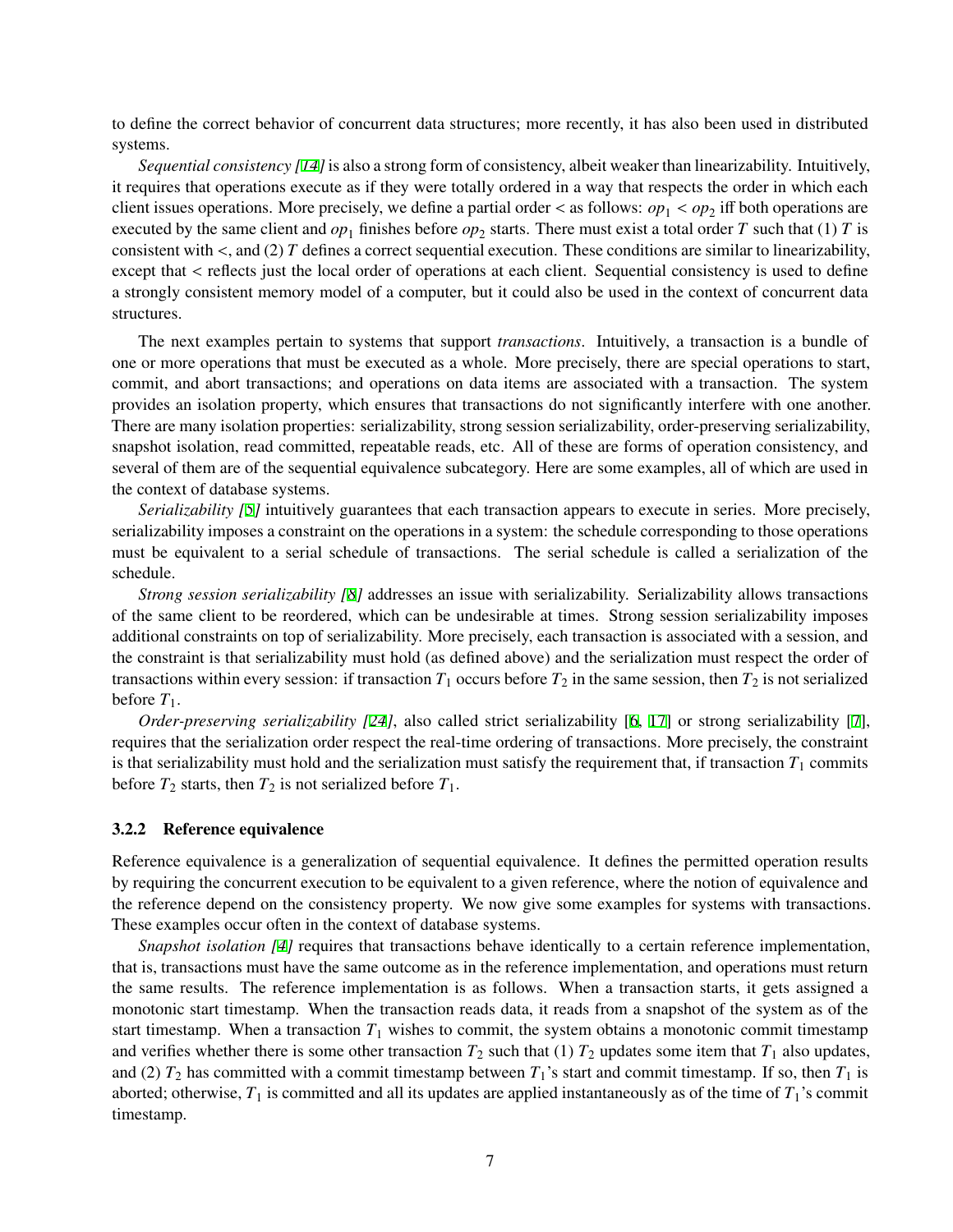to define the correct behavior of concurrent data structures; more recently, it has also been used in distributed systems.

*Sequential consistency [14]* is also a strong form of consistency, albeit weaker than linearizability. Intuitively, it requires that operations execute as if they were totally ordered in a way that respects the order in which each client issues operations. More precisely, we define a partial order $<$ as follows: $op_1 < op_2$ iff both operations are executed by the same client and $op_1$ finishes before $op_2$ starts. There must exist a total order $T$ such that (1) $T$ is consistent with $<$, and (2) $T$ defines a correct sequential execution. These conditions are similar to linearizability, except that $<$ reflects just the local order of operations at each client. Sequential consistency is used to define a strongly consistent memory model of a computer, but it could also be used in the context of concurrent data structures.

The next examples pertain to systems that support *transactions*. Intuitively, a transaction is a bundle of one or more operations that must be executed as a whole. More precisely, there are special operations to start, commit, and abort transactions; and operations on data items are associated with a transaction. The system provides an isolation property, which ensures that transactions do not significantly interfere with one another. There are many isolation properties: serializability, strong session serializability, order-preserving serializability, snapshot isolation, read committed, repeatable reads, etc. All of these are forms of operation consistency, and several of them are of the sequential equivalence subcategory. Here are some examples, all of which are used in the context of database systems.

*Serializability [5]* intuitively guarantees that each transaction appears to execute in series. More precisely, serializability imposes a constraint on the operations in a system: the schedule corresponding to those operations must be equivalent to a serial schedule of transactions. The serial schedule is called a serialization of the schedule.

*Strong session serializability [8]* addresses an issue with serializability. Serializability allows transactions of the same client to be reordered, which can be undesirable at times. Strong session serializability imposes additional constraints on top of serializability. More precisely, each transaction is associated with a session, and the constraint is that serializability must hold (as defined above) and the serialization must respect the order of transactions within every session: if transaction $T_1$ occurs before $T_2$ in the same session, then $T_2$ is not serialized before $T_1$.

*Order-preserving serializability [24]*, also called strict serializability [6, 17] or strong serializability [7], requires that the serialization order respect the real-time ordering of transactions. More precisely, the constraint is that serializability must hold and the serialization must satisfy the requirement that, if transaction $T_1$ commits before $T_2$ starts, then $T_2$ is not serialized before $T_1$.

### 3.2.2 Reference equivalence

Reference equivalence is a generalization of sequential equivalence. It defines the permitted operation results by requiring the concurrent execution to be equivalent to a given reference, where the notion of equivalence and the reference depend on the consistency property. We now give some examples for systems with transactions. These examples occur often in the context of database systems.

*Snapshot isolation [4]* requires that transactions behave identically to a certain reference implementation, that is, transactions must have the same outcome as in the reference implementation, and operations must return the same results. The reference implementation is as follows. When a transaction starts, it gets assigned a monotonic start timestamp. When the transaction reads data, it reads from a snapshot of the system as of the start timestamp. When a transaction $T_1$ wishes to commit, the system obtains a monotonic commit timestamp and verifies whether there is some other transaction $T_2$ such that (1) $T_2$ updates some item that $T_1$ also updates, and (2) $T_2$ has committed with a commit timestamp between $T_1$'s start and commit timestamp. If so, then $T_1$ is aborted; otherwise, $T_1$ is committed and all its updates are applied instantaneously as of the time of $T_1$'s commit timestamp.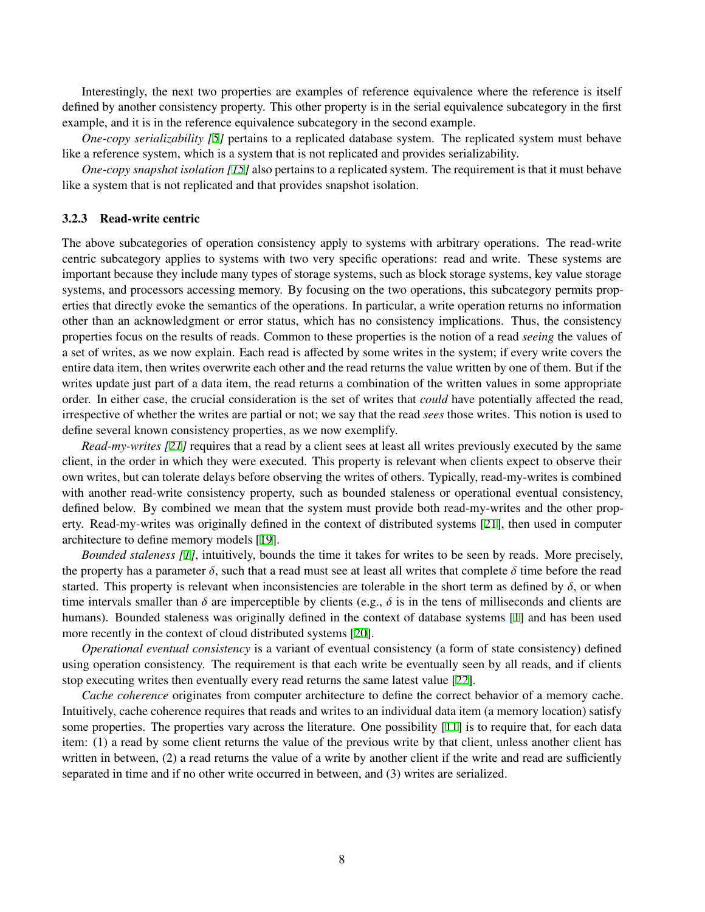Interestingly, the next two properties are examples of reference equivalence where the reference is itself defined by another consistency property. This other property is in the serial equivalence subcategory in the first example, and it is in the reference equivalence subcategory in the second example.

*One-copy serializability [5]* pertains to a replicated database system. The replicated system must behave like a reference system, which is a system that is not replicated and provides serializability.

*One-copy snapshot isolation [15]* also pertains to a replicated system. The requirement is that it must behave like a system that is not replicated and that provides snapshot isolation.

### 3.2.3 Read-write centric

The above subcategories of operation consistency apply to systems with arbitrary operations. The read-write centric subcategory applies to systems with two very specific operations: read and write. These systems are important because they include many types of storage systems, such as block storage systems, key value storage systems, and processors accessing memory. By focusing on the two operations, this subcategory permits properties that directly evoke the semantics of the operations. In particular, a write operation returns no information other than an acknowledgment or error status, which has no consistency implications. Thus, the consistency properties focus on the results of reads. Common to these properties is the notion of a read *seeing* the values of a set of writes, as we now explain. Each read is affected by some writes in the system; if every write covers the entire data item, then writes overwrite each other and the read returns the value written by one of them. But if the writes update just part of a data item, the read returns a combination of the written values in some appropriate order. In either case, the crucial consideration is the set of writes that *could* have potentially affected the read, irrespective of whether the writes are partial or not; we say that the read *sees* those writes. This notion is used to define several known consistency properties, as we now exemplify.

*Read-my-writes [21]* requires that a read by a client sees at least all writes previously executed by the same client, in the order in which they were executed. This property is relevant when clients expect to observe their own writes, but can tolerate delays before observing the writes of others. Typically, read-my-writes is combined with another read-write consistency property, such as bounded staleness or operational eventual consistency, defined below. By combined we mean that the system must provide both read-my-writes and the other property. Read-my-writes was originally defined in the context of distributed systems [21], then used in computer architecture to define memory models [19].

*Bounded staleness [1]*, intuitively, bounds the time it takes for writes to be seen by reads. More precisely, the property has a parameter $\delta$, such that a read must see at least all writes that complete $\delta$ time before the read started. This property is relevant when inconsistencies are tolerable in the short term as defined by $\delta$, or when time intervals smaller than $\delta$ are imperceptible by clients (e.g., $\delta$ is in the tens of milliseconds and clients are humans). Bounded staleness was originally defined in the context of database systems [1] and has been used more recently in the context of cloud distributed systems [20].

*Operational eventual consistency* is a variant of eventual consistency (a form of state consistency) defined using operation consistency. The requirement is that each write be eventually seen by all reads, and if clients stop executing writes then eventually every read returns the same latest value [22].

*Cache coherence* originates from computer architecture to define the correct behavior of a memory cache. Intuitively, cache coherence requires that reads and writes to an individual data item (a memory location) satisfy some properties. The properties vary across the literature. One possibility [11] is to require that, for each data item: (1) a read by some client returns the value of the previous write by that client, unless another client has written in between, (2) a read returns the value of a write by another client if the write and read are sufficiently separated in time and if no other write occurred in between, and (3) writes are serialized.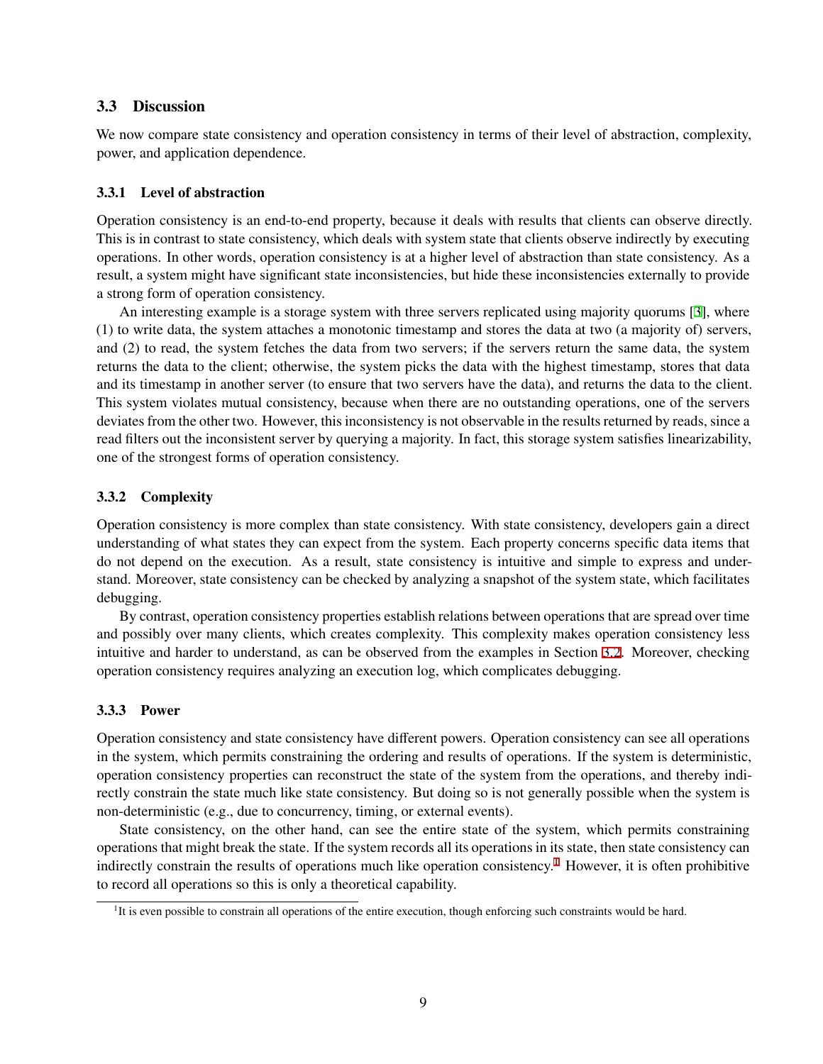### 3.3 Discussion

We now compare state consistency and operation consistency in terms of their level of abstraction, complexity, power, and application dependence.

#### 3.3.1 Level of abstraction

Operation consistency is an end-to-end property, because it deals with results that clients can observe directly. This is in contrast to state consistency, which deals with system state that clients observe indirectly by executing operations. In other words, operation consistency is at a higher level of abstraction than state consistency. As a result, a system might have significant state inconsistencies, but hide these inconsistencies externally to provide a strong form of operation consistency.

An interesting example is a storage system with three servers replicated using majority quorums [3], where (1) to write data, the system attaches a monotonic timestamp and stores the data at two (a majority of) servers, and (2) to read, the system fetches the data from two servers; if the servers return the same data, the system returns the data to the client; otherwise, the system picks the data with the highest timestamp, stores that data and its timestamp in another server (to ensure that two servers have the data), and returns the data to the client. This system violates mutual consistency, because when there are no outstanding operations, one of the servers deviates from the other two. However, this inconsistency is not observable in the results returned by reads, since a read filters out the inconsistent server by querying a majority. In fact, this storage system satisfies linearizability, one of the strongest forms of operation consistency.

#### 3.3.2 Complexity

Operation consistency is more complex than state consistency. With state consistency, developers gain a direct understanding of what states they can expect from the system. Each property concerns specific data items that do not depend on the execution. As a result, state consistency is intuitive and simple to express and understand. Moreover, state consistency can be checked by analyzing a snapshot of the system state, which facilitates debugging.

By contrast, operation consistency properties establish relations between operations that are spread over time and possibly over many clients, which creates complexity. This complexity makes operation consistency less intuitive and harder to understand, as can be observed from the examples in Section 3.2. Moreover, checking operation consistency requires analyzing an execution log, which complicates debugging.

#### 3.3.3 Power

Operation consistency and state consistency have different powers. Operation consistency can see all operations in the system, which permits constraining the ordering and results of operations. If the system is deterministic, operation consistency properties can reconstruct the state of the system from the operations, and thereby indirectly constrain the state much like state consistency. But doing so is not generally possible when the system is non-deterministic (e.g., due to concurrency, timing, or external events).

State consistency, on the other hand, can see the entire state of the system, which permits constraining operations that might break the state. If the system records all its operations in its state, then state consistency can indirectly constrain the results of operations much like operation consistency.[1] However, it is often prohibitive to record all operations so this is only a theoretical capability.

[1] It is even possible to constrain all operations of the entire execution, though enforcing such constraints would be hard.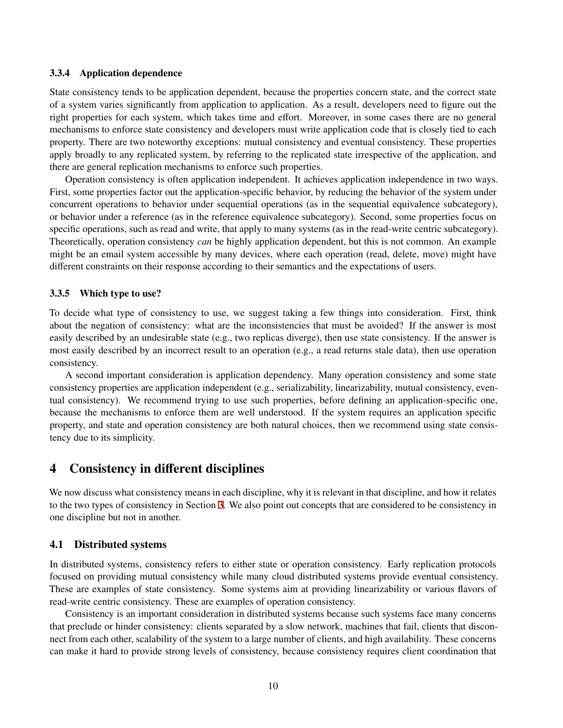### 3.3.4 Application dependence

State consistency tends to be application dependent, because the properties concern state, and the correct state of a system varies significantly from application to application. As a result, developers need to figure out the right properties for each system, which takes time and effort. Moreover, in some cases there are no general mechanisms to enforce state consistency and developers must write application code that is closely tied to each property. There are two noteworthy exceptions: mutual consistency and eventual consistency. These properties apply broadly to any replicated system, by referring to the replicated state irrespective of the application, and there are general replication mechanisms to enforce such properties.

Operation consistency is often application independent. It achieves application independence in two ways. First, some properties factor out the application-specific behavior, by reducing the behavior of the system under concurrent operations to behavior under sequential operations (as in the sequential equivalence subcategory), or behavior under a reference (as in the reference equivalence subcategory). Second, some properties focus on specific operations, such as read and write, that apply to many systems (as in the read-write centric subcategory). Theoretically, operation consistency *can* be highly application dependent, but this is not common. An example might be an email system accessible by many devices, where each operation (read, delete, move) might have different constraints on their response according to their semantics and the expectations of users.

### 3.3.5 Which type to use?

To decide what type of consistency to use, we suggest taking a few things into consideration. First, think about the negation of consistency: what are the inconsistencies that must be avoided? If the answer is most easily described by an undesirable state (e.g., two replicas diverge), then use state consistency. If the answer is most easily described by an incorrect result to an operation (e.g., a read returns stale data), then use operation consistency.

A second important consideration is application dependency. Many operation consistency and some state consistency properties are application independent (e.g., serializability, linearizability, mutual consistency, eventual consistency). We recommend trying to use such properties, before defining an application-specific one, because the mechanisms to enforce them are well understood. If the system requires an application specific property, and state and operation consistency are both natural choices, then we recommend using state consistency due to its simplicity.

## 4 Consistency in different disciplines

We now discuss what consistency means in each discipline, why it is relevant in that discipline, and how it relates to the two types of consistency in Section 3. We also point out concepts that are considered to be consistency in one discipline but not in another.

### 4.1 Distributed systems

In distributed systems, consistency refers to either state or operation consistency. Early replication protocols focused on providing mutual consistency while many cloud distributed systems provide eventual consistency. These are examples of state consistency. Some systems aim at providing linearizability or various flavors of read-write centric consistency. These are examples of operation consistency.

Consistency is an important consideration in distributed systems because such systems face many concerns that preclude or hinder consistency: clients separated by a slow network, machines that fail, clients that disconnect from each other, scalability of the system to a large number of clients, and high availability. These concerns can make it hard to provide strong levels of consistency, because consistency requires client coordination that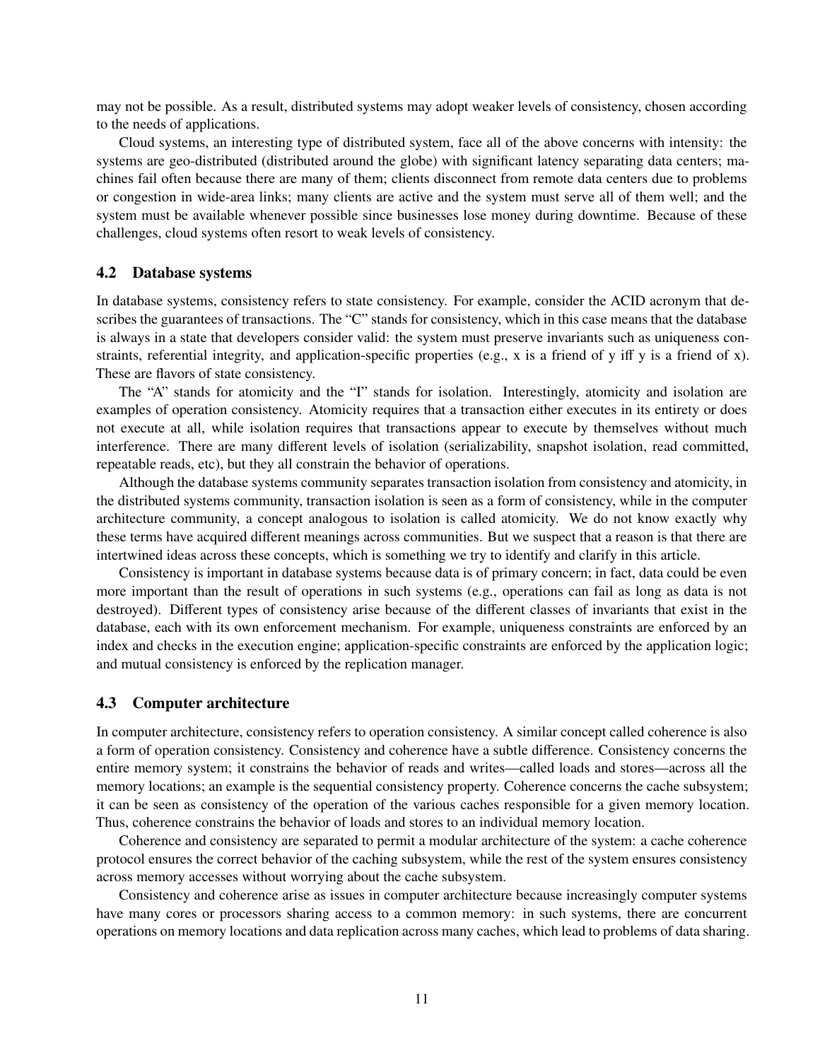may not be possible. As a result, distributed systems may adopt weaker levels of consistency, chosen according to the needs of applications.

Cloud systems, an interesting type of distributed system, face all of the above concerns with intensity: the systems are geo-distributed (distributed around the globe) with significant latency separating data centers; machines fail often because there are many of them; clients disconnect from remote data centers due to problems or congestion in wide-area links; many clients are active and the system must serve all of them well; and the system must be available whenever possible since businesses lose money during downtime. Because of these challenges, cloud systems often resort to weak levels of consistency.

### 4.2 Database systems

In database systems, consistency refers to state consistency. For example, consider the ACID acronym that describes the guarantees of transactions. The "C" stands for consistency, which in this case means that the database is always in a state that developers consider valid: the system must preserve invariants such as uniqueness constraints, referential integrity, and application-specific properties (e.g., x is a friend of y iff y is a friend of x). These are flavors of state consistency.

The "A" stands for atomicity and the "I" stands for isolation. Interestingly, atomicity and isolation are examples of operation consistency. Atomicity requires that a transaction either executes in its entirety or does not execute at all, while isolation requires that transactions appear to execute by themselves without much interference. There are many different levels of isolation (serializability, snapshot isolation, read committed, repeatable reads, etc), but they all constrain the behavior of operations.

Although the database systems community separates transaction isolation from consistency and atomicity, in the distributed systems community, transaction isolation is seen as a form of consistency, while in the computer architecture community, a concept analogous to isolation is called atomicity. We do not know exactly why these terms have acquired different meanings across communities. But we suspect that a reason is that there are intertwined ideas across these concepts, which is something we try to identify and clarify in this article.

Consistency is important in database systems because data is of primary concern; in fact, data could be even more important than the result of operations in such systems (e.g., operations can fail as long as data is not destroyed). Different types of consistency arise because of the different classes of invariants that exist in the database, each with its own enforcement mechanism. For example, uniqueness constraints are enforced by an index and checks in the execution engine; application-specific constraints are enforced by the application logic; and mutual consistency is enforced by the replication manager.

### 4.3 Computer architecture

In computer architecture, consistency refers to operation consistency. A similar concept called coherence is also a form of operation consistency. Consistency and coherence have a subtle difference. Consistency concerns the entire memory system; it constrains the behavior of reads and writes—called loads and stores—across all the memory locations; an example is the sequential consistency property. Coherence concerns the cache subsystem; it can be seen as consistency of the operation of the various caches responsible for a given memory location. Thus, coherence constrains the behavior of loads and stores to an individual memory location.

Coherence and consistency are separated to permit a modular architecture of the system: a cache coherence protocol ensures the correct behavior of the caching subsystem, while the rest of the system ensures consistency across memory accesses without worrying about the cache subsystem.

Consistency and coherence arise as issues in computer architecture because increasingly computer systems have many cores or processors sharing access to a common memory: in such systems, there are concurrent operations on memory locations and data replication across many caches, which lead to problems of data sharing.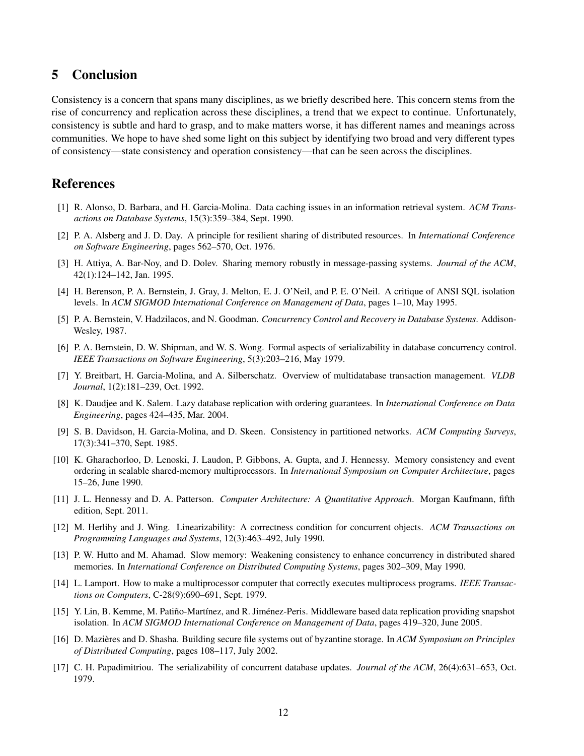## 5 Conclusion

Consistency is a concern that spans many disciplines, as we briefly described here. This concern stems from the rise of concurrency and replication across these disciplines, a trend that we expect to continue. Unfortunately, consistency is subtle and hard to grasp, and to make matters worse, it has different names and meanings across communities. We hope to have shed some light on this subject by identifying two broad and very different types of consistency—state consistency and operation consistency—that can be seen across the disciplines.

## References

[1] R. Alonso, D. Barbara, and H. Garcia-Molina. Data caching issues in an information retrieval system. *ACM Transactions on Database Systems*, 15(3):359–384, Sept. 1990.

[2] P. A. Alsberg and J. D. Day. A principle for resilient sharing of distributed resources. In *International Conference on Software Engineering*, pages 562–570, Oct. 1976.

[3] H. Attiya, A. Bar-Noy, and D. Dolev. Sharing memory robustly in message-passing systems. *Journal of the ACM*, 42(1):124–142, Jan. 1995.

[4] H. Berenson, P. A. Bernstein, J. Gray, J. Melton, E. J. O'Neil, and P. E. O'Neil. A critique of ANSI SQL isolation levels. In *ACM SIGMOD International Conference on Management of Data*, pages 1–10, May 1995.

[5] P. A. Bernstein, V. Hadzilacos, and N. Goodman. *Concurrency Control and Recovery in Database Systems*. Addison-Wesley, 1987.

[6] P. A. Bernstein, D. W. Shipman, and W. S. Wong. Formal aspects of serializability in database concurrency control. *IEEE Transactions on Software Engineering*, 5(3):203–216, May 1979.

[7] Y. Breitbart, H. Garcia-Molina, and A. Silberschatz. Overview of multidatabase transaction management. *VLDB Journal*, 1(2):181–239, Oct. 1992.

[8] K. Daudjee and K. Salem. Lazy database replication with ordering guarantees. In *International Conference on Data Engineering*, pages 424–435, Mar. 2004.

[9] S. B. Davidson, H. Garcia-Molina, and D. Skeen. Consistency in partitioned networks. *ACM Computing Surveys*, 17(3):341–370, Sept. 1985.

[10] K. Gharachorloo, D. Lenoski, J. Laudon, P. Gibbons, A. Gupta, and J. Hennessy. Memory consistency and event ordering in scalable shared-memory multiprocessors. In *International Symposium on Computer Architecture*, pages 15–26, June 1990.

[11] J. L. Hennessy and D. A. Patterson. *Computer Architecture: A Quantitative Approach*. Morgan Kaufmann, fifth edition, Sept. 2011.

[12] M. Herlihy and J. Wing. Linearizability: A correctness condition for concurrent objects. *ACM Transactions on Programming Languages and Systems*, 12(3):463–492, July 1990.

[13] P. W. Hutto and M. Ahamad. Slow memory: Weakening consistency to enhance concurrency in distributed shared memories. In *International Conference on Distributed Computing Systems*, pages 302–309, May 1990.

[14] L. Lamport. How to make a multiprocessor computer that correctly executes multiprocess programs. *IEEE Transactions on Computers*, C-28(9):690–691, Sept. 1979.

[15] Y. Lin, B. Kemme, M. Patiño-Martínez, and R. Jiménez-Peris. Middleware based data replication providing snapshot isolation. In *ACM SIGMOD International Conference on Management of Data*, pages 419–320, June 2005.

[16] D. Mazières and D. Shasha. Building secure file systems out of byzantine storage. In *ACM Symposium on Principles of Distributed Computing*, pages 108–117, July 2002.

[17] C. H. Papadimitriou. The serializability of concurrent database updates. *Journal of the ACM*, 26(4):631–653, Oct. 1979.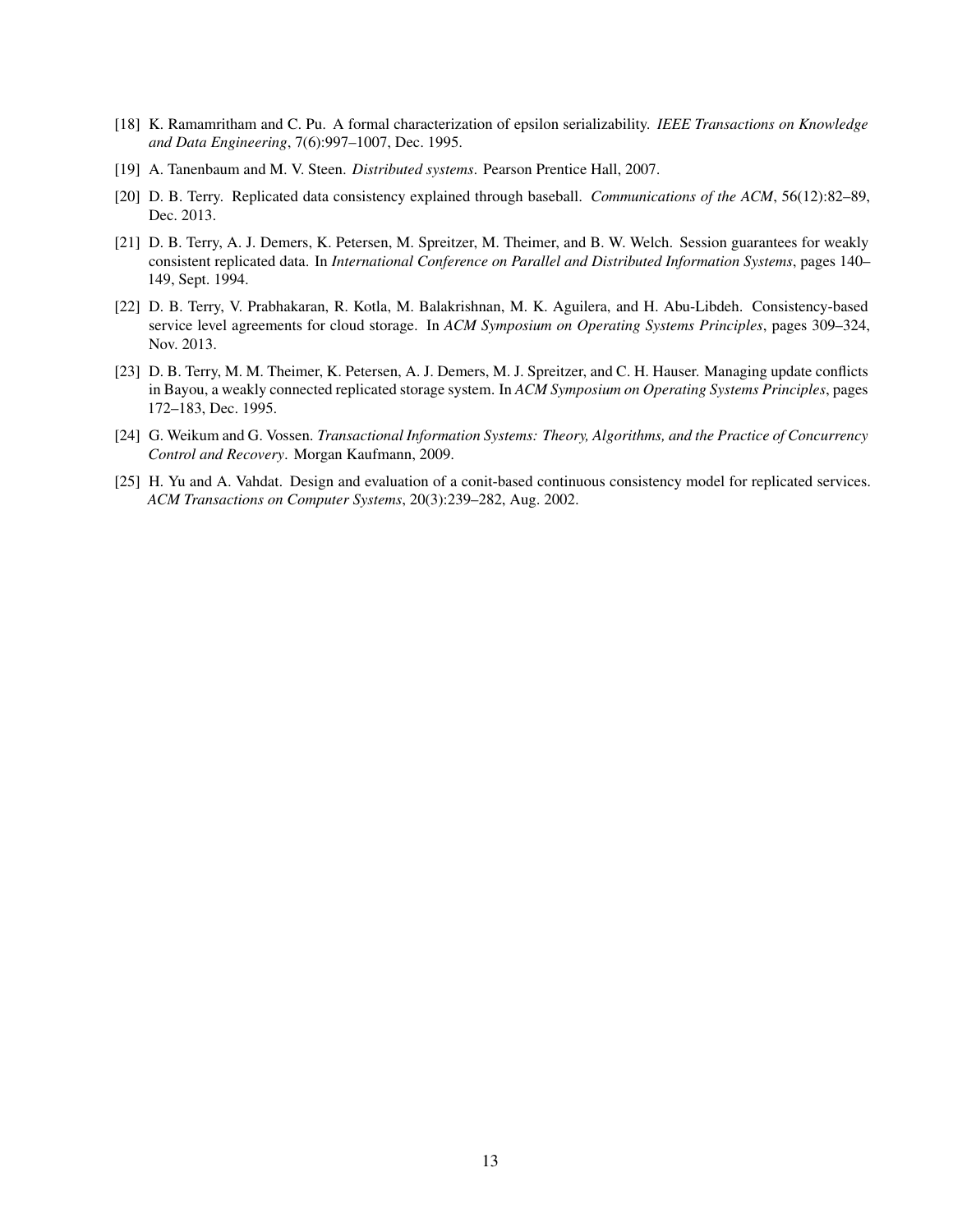[18] K. Ramamritham and C. Pu. A formal characterization of epsilon serializability. *IEEE Transactions on Knowledge and Data Engineering*, 7(6):997–1007, Dec. 1995.

[19] A. Tanenbaum and M. V. Steen. *Distributed systems*. Pearson Prentice Hall, 2007.

[20] D. B. Terry. Replicated data consistency explained through baseball. *Communications of the ACM*, 56(12):82–89, Dec. 2013.

[21] D. B. Terry, A. J. Demers, K. Petersen, M. Spreitzer, M. Theimer, and B. W. Welch. Session guarantees for weakly consistent replicated data. In *International Conference on Parallel and Distributed Information Systems*, pages 140–149, Sept. 1994.

[22] D. B. Terry, V. Prabhakaran, R. Kotla, M. Balakrishnan, M. K. Aguilera, and H. Abu-Libdeh. Consistency-based service level agreements for cloud storage. In *ACM Symposium on Operating Systems Principles*, pages 309–324, Nov. 2013.

[23] D. B. Terry, M. M. Theimer, K. Petersen, A. J. Demers, M. J. Spreitzer, and C. H. Hauser. Managing update conflicts in Bayou, a weakly connected replicated storage system. In *ACM Symposium on Operating Systems Principles*, pages 172–183, Dec. 1995.

[24] G. Weikum and G. Vossen. *Transactional Information Systems: Theory, Algorithms, and the Practice of Concurrency Control and Recovery*. Morgan Kaufmann, 2009.

[25] H. Yu and A. Vahdat. Design and evaluation of a conit-based continuous consistency model for replicated services. *ACM Transactions on Computer Systems*, 20(3):239–282, Aug. 2002.